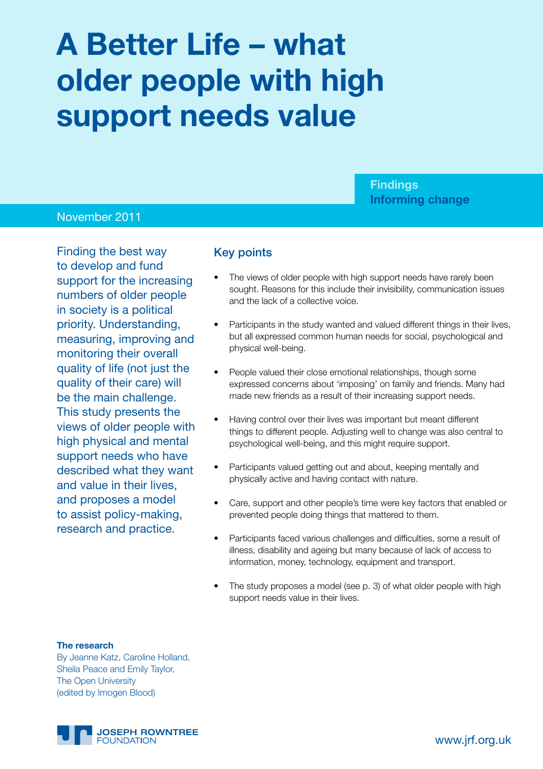# A Better Life – what older people with high support needs value

**Findings**
**Informing change**

November 2011

Finding the best way to develop and fund support for the increasing numbers of older people in society is a political priority. Understanding, measuring, improving and monitoring their overall quality of life (not just the quality of their care) will be the main challenge. This study presents the views of older people with high physical and mental support needs who have described what they want and value in their lives, and proposes a model to assist policy-making, research and practice.

## Key points

- The views of older people with high support needs have rarely been sought. Reasons for this include their invisibility, communication issues and the lack of a collective voice.
- Participants in the study wanted and valued different things in their lives, but all expressed common human needs for social, psychological and physical well-being.
- People valued their close emotional relationships, though some expressed concerns about 'imposing' on family and friends. Many had made new friends as a result of their increasing support needs.
- Having control over their lives was important but meant different things to different people. Adjusting well to change was also central to psychological well-being, and this might require support.
- Participants valued getting out and about, keeping mentally and physically active and having contact with nature.
- Care, support and other people's time were key factors that enabled or prevented people doing things that mattered to them.
- Participants faced various challenges and difficulties, some a result of illness, disability and ageing but many because of lack of access to information, money, technology, equipment and transport.
- The study proposes a model (see p. 3) of what older people with high support needs value in their lives.

**The research**
By Jeanne Katz, Caroline Holland, Sheila Peace and Emily Taylor, The Open University (edited by Imogen Blood)

JOSEPH ROWNTREE FOUNDATION

www.jrf.org.uk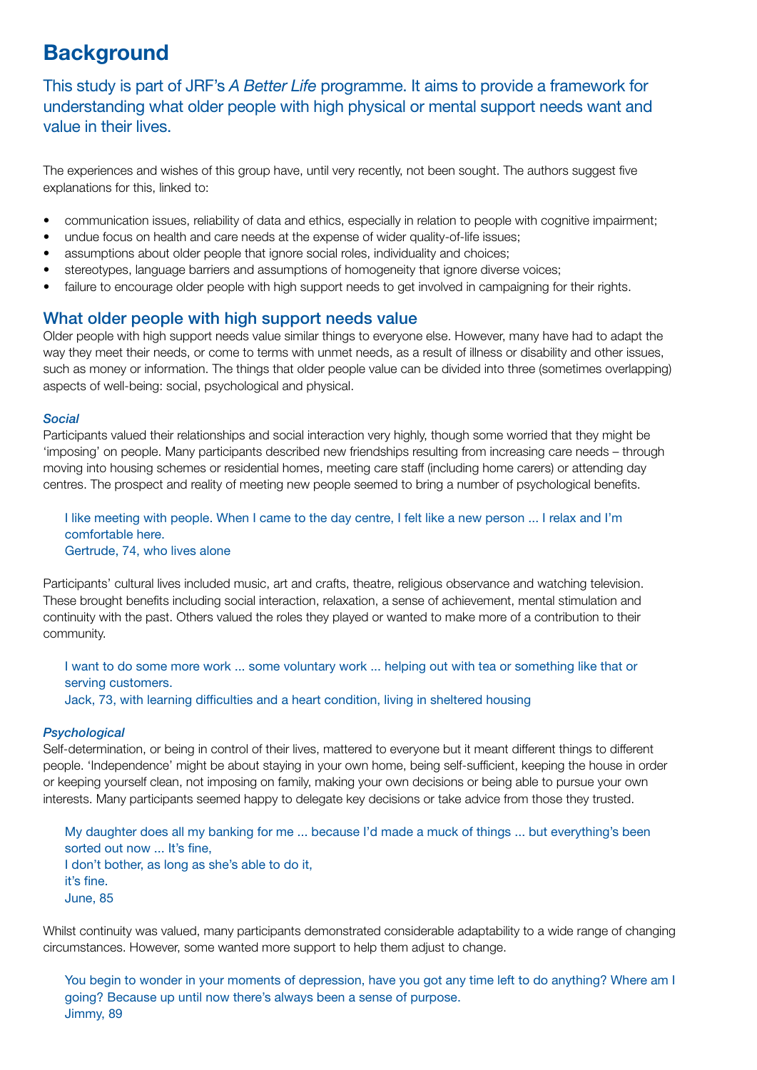# Background

This study is part of JRF's *A Better Life* programme. It aims to provide a framework for understanding what older people with high physical or mental support needs want and value in their lives.

The experiences and wishes of this group have, until very recently, not been sought. The authors suggest five explanations for this, linked to:

- communication issues, reliability of data and ethics, especially in relation to people with cognitive impairment;
- undue focus on health and care needs at the expense of wider quality-of-life issues;
- assumptions about older people that ignore social roles, individuality and choices;
- stereotypes, language barriers and assumptions of homogeneity that ignore diverse voices;
- failure to encourage older people with high support needs to get involved in campaigning for their rights.

## What older people with high support needs value

Older people with high support needs value similar things to everyone else. However, many have had to adapt the way they meet their needs, or come to terms with unmet needs, as a result of illness or disability and other issues, such as money or information. The things that older people value can be divided into three (sometimes overlapping) aspects of well-being: social, psychological and physical.

### *Social*

Participants valued their relationships and social interaction very highly, though some worried that they might be 'imposing' on people. Many participants described new friendships resulting from increasing care needs – through moving into housing schemes or residential homes, meeting care staff (including home carers) or attending day centres. The prospect and reality of meeting new people seemed to bring a number of psychological benefits.

> I like meeting with people. When I came to the day centre, I felt like a new person ... I relax and I'm comfortable here.
> Gertrude, 74, who lives alone

Participants' cultural lives included music, art and crafts, theatre, religious observance and watching television. These brought benefits including social interaction, relaxation, a sense of achievement, mental stimulation and continuity with the past. Others valued the roles they played or wanted to make more of a contribution to their community.

> I want to do some more work ... some voluntary work ... helping out with tea or something like that or serving customers.
> Jack, 73, with learning difficulties and a heart condition, living in sheltered housing

### *Psychological*

Self-determination, or being in control of their lives, mattered to everyone but it meant different things to different people. 'Independence' might be about staying in your own home, being self-sufficient, keeping the house in order or keeping yourself clean, not imposing on family, making your own decisions or being able to pursue your own interests. Many participants seemed happy to delegate key decisions or take advice from those they trusted.

> My daughter does all my banking for me ... because I'd made a muck of things ... but everything's been sorted out now ... It's fine,
> I don't bother, as long as she's able to do it,
> it's fine.
> June, 85

Whilst continuity was valued, many participants demonstrated considerable adaptability to a wide range of changing circumstances. However, some wanted more support to help them adjust to change.

> You begin to wonder in your moments of depression, have you got any time left to do anything? Where am I going? Because up until now there's always been a sense of purpose.
> Jimmy, 89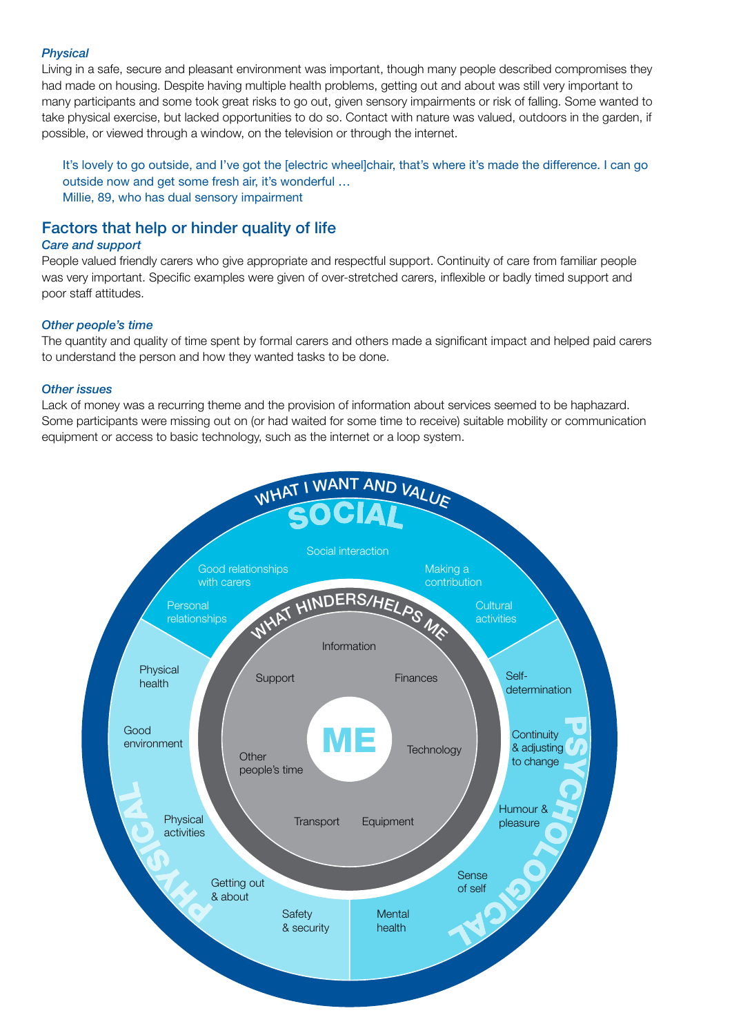*Physical*

Living in a safe, secure and pleasant environment was important, though many people described compromises they had made on housing. Despite having multiple health problems, getting out and about was still very important to many participants and some took great risks to go out, given sensory impairments or risk of falling. Some wanted to take physical exercise, but lacked opportunities to do so. Contact with nature was valued, outdoors in the garden, if possible, or viewed through a window, on the television or through the internet.

> It's lovely to go outside, and I've got the [electric wheel]chair, that's where it's made the difference. I can go outside now and get some fresh air, it's wonderful …
> Millie, 89, who has dual sensory impairment

## Factors that help or hinder quality of life

*Care and support*

People valued friendly carers who give appropriate and respectful support. Continuity of care from familiar people was very important. Specific examples were given of over-stretched carers, inflexible or badly timed support and poor staff attitudes.

*Other people's time*

The quantity and quality of time spent by formal carers and others made a significant impact and helped paid carers to understand the person and how they wanted tasks to be done.

*Other issues*

Lack of money was a recurring theme and the provision of information about services seemed to be haphazard. Some participants were missing out on (or had waited for some time to receive) suitable mobility or communication equipment or access to basic technology, such as the internet or a loop system.

WHAT I WANT AND VALUE

SOCIAL

Social interaction
Good relationships with carers
Making a contribution
Personal relationships
Cultural activities

PSYCHOLOGICAL

Self-determination
Continuity & adjusting to change
Humour & pleasure
Sense of self
Mental health

PHYSICAL

Physical health
Good environment
Physical activities
Getting out & about
Safety & security

WHAT HINDERS/HELPS ME

Information
Support
Finances
Other people's time
Technology
Transport
Equipment

ME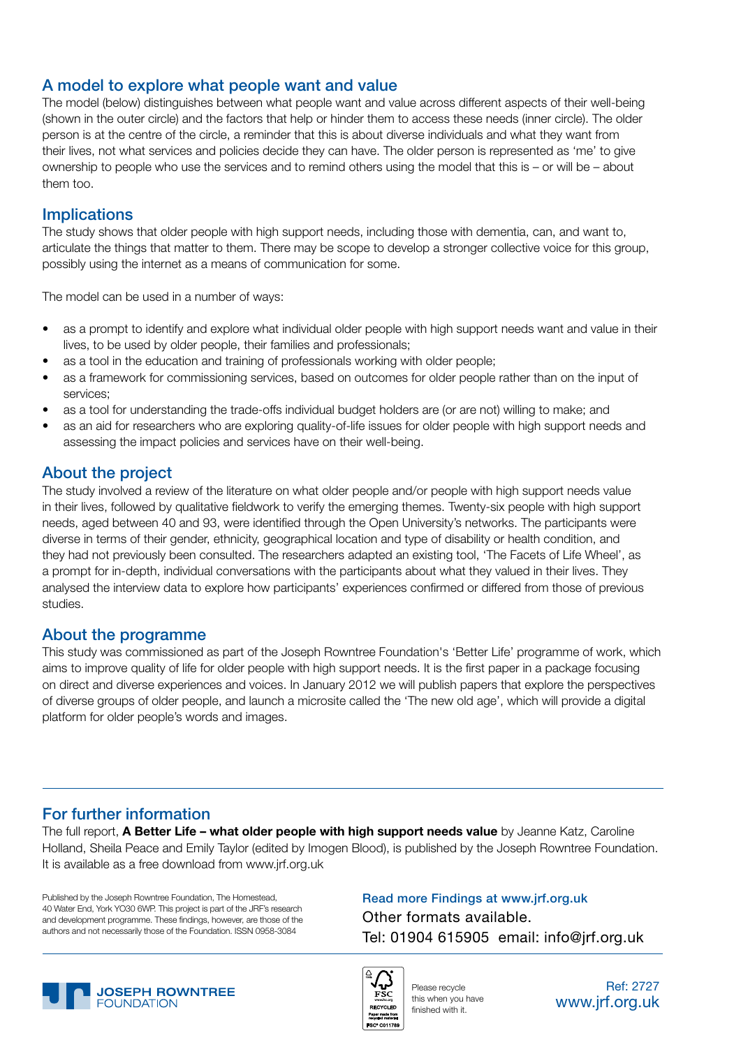## A model to explore what people want and value

The model (below) distinguishes between what people want and value across different aspects of their well-being (shown in the outer circle) and the factors that help or hinder them to access these needs (inner circle). The older person is at the centre of the circle, a reminder that this is about diverse individuals and what they want from their lives, not what services and policies decide they can have. The older person is represented as 'me' to give ownership to people who use the services and to remind others using the model that this is – or will be – about them too.

## Implications

The study shows that older people with high support needs, including those with dementia, can, and want to, articulate the things that matter to them. There may be scope to develop a stronger collective voice for this group, possibly using the internet as a means of communication for some.

The model can be used in a number of ways:

- as a prompt to identify and explore what individual older people with high support needs want and value in their lives, to be used by older people, their families and professionals;
- as a tool in the education and training of professionals working with older people;
- as a framework for commissioning services, based on outcomes for older people rather than on the input of services;
- as a tool for understanding the trade-offs individual budget holders are (or are not) willing to make; and
- as an aid for researchers who are exploring quality-of-life issues for older people with high support needs and assessing the impact policies and services have on their well-being.

## About the project

The study involved a review of the literature on what older people and/or people with high support needs value in their lives, followed by qualitative fieldwork to verify the emerging themes. Twenty-six people with high support needs, aged between 40 and 93, were identified through the Open University's networks. The participants were diverse in terms of their gender, ethnicity, geographical location and type of disability or health condition, and they had not previously been consulted. The researchers adapted an existing tool, 'The Facets of Life Wheel', as a prompt for in-depth, individual conversations with the participants about what they valued in their lives. They analysed the interview data to explore how participants' experiences confirmed or differed from those of previous studies.

## About the programme

This study was commissioned as part of the Joseph Rowntree Foundation's 'Better Life' programme of work, which aims to improve quality of life for older people with high support needs. It is the first paper in a package focusing on direct and diverse experiences and voices. In January 2012 we will publish papers that explore the perspectives of diverse groups of older people, and launch a microsite called the 'The new old age', which will provide a digital platform for older people's words and images.

## For further information

The full report, **A Better Life – what older people with high support needs value** by Jeanne Katz, Caroline Holland, Sheila Peace and Emily Taylor (edited by Imogen Blood), is published by the Joseph Rowntree Foundation. It is available as a free download from www.jrf.org.uk

Published by the Joseph Rowntree Foundation, The Homestead, 40 Water End, York YO30 6WP. This project is part of the JRF's research and development programme. These findings, however, are those of the authors and not necessarily those of the Foundation. ISSN 0958-3084

Read more Findings at www.jrf.org.uk

Other formats available.

Tel: 01904 615905 email: info@jrf.org.uk

JOSEPH ROWNTREE FOUNDATION

FSC RECYCLED Paper made from recycled material FSC® C011789

Please recycle this when you have finished with it.

Ref: 2727

www.jrf.org.uk